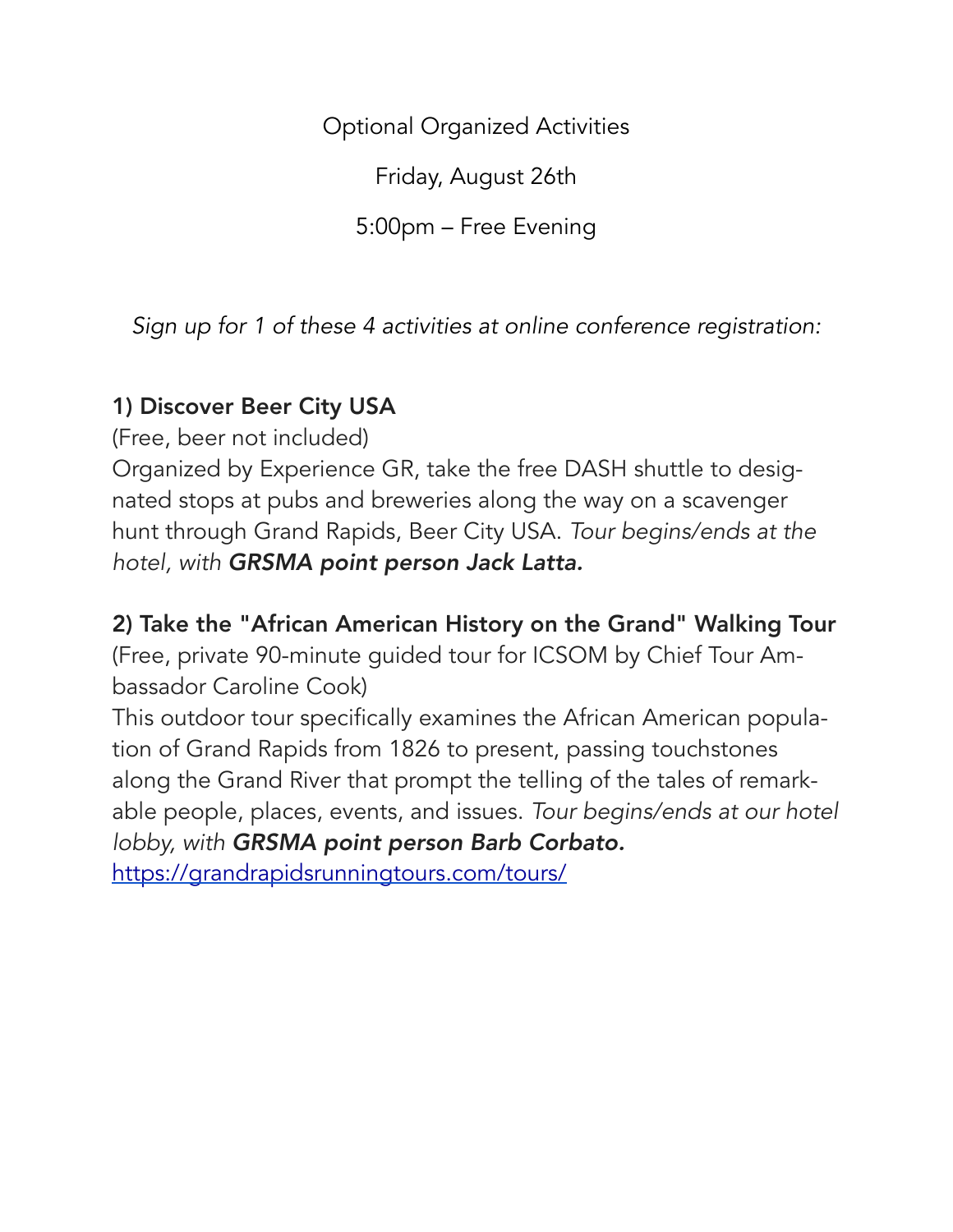Optional Organized Activities

Friday, August 26th

5:00pm – Free Evening

*Sign up for 1 of these 4 activities at online conference registration:*

### 1) Discover Beer City USA

(Free, beer not included)

Organized by Experience GR, take the free DASH shuttle to designated stops at pubs and breweries along the way on a scavenger hunt through Grand Rapids, Beer City USA. *Tour begins/ends at the hotel, with* ***GRSMA point person Jack Latta.***

### 2) Take the "African American History on the Grand" Walking Tour

(Free, private 90-minute guided tour for ICSOM by Chief Tour Ambassador Caroline Cook)

This outdoor tour specifically examines the African American population of Grand Rapids from 1826 to present, passing touchstones along the Grand River that prompt the telling of the tales of remarkable people, places, events, and issues. *Tour begins/ends at our hotel lobby, with* ***GRSMA point person Barb Corbato.***

[https://grandrapidsrunningtours.com/tours/](https://grandrapidsrunningtours.com/tours/)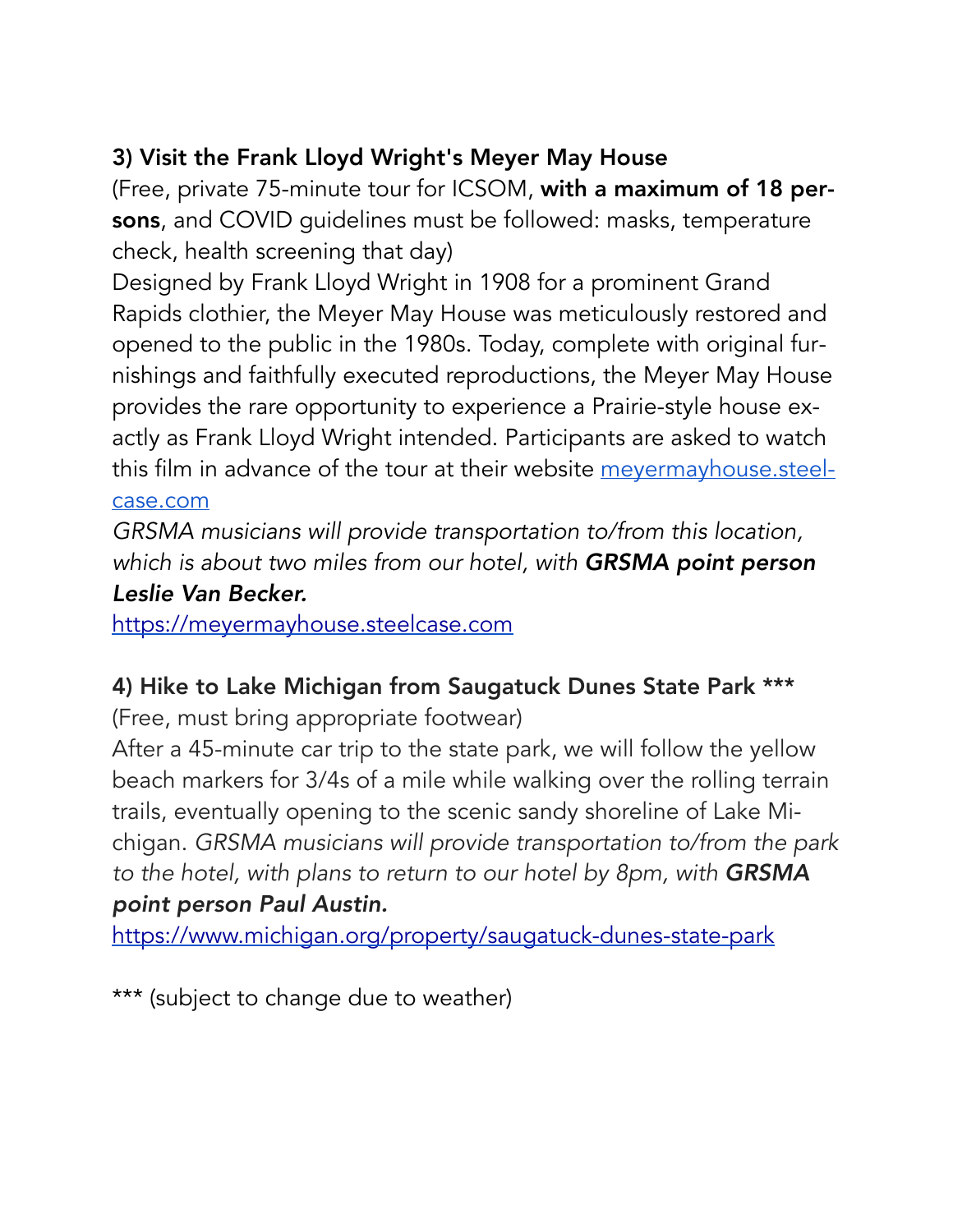**3) Visit the Frank Lloyd Wright's Meyer May House**

(Free, private 75-minute tour for ICSOM, **with a maximum of 18 persons**, and COVID guidelines must be followed: masks, temperature check, health screening that day)

Designed by Frank Lloyd Wright in 1908 for a prominent Grand Rapids clothier, the Meyer May House was meticulously restored and opened to the public in the 1980s. Today, complete with original furnishings and faithfully executed reproductions, the Meyer May House provides the rare opportunity to experience a Prairie-style house exactly as Frank Lloyd Wright intended. Participants are asked to watch this film in advance of the tour at their website [meyermayhouse.steelcase.com](https://meyermayhouse.steelcase.com)

*GRSMA musicians will provide transportation to/from this location, which is about two miles from our hotel, with* ***GRSMA point person Leslie Van Becker.***

https://meyermayhouse.steelcase.com

**4) Hike to Lake Michigan from Saugatuck Dunes State Park *****

(Free, must bring appropriate footwear)

After a 45-minute car trip to the state park, we will follow the yellow beach markers for 3/4s of a mile while walking over the rolling terrain trails, eventually opening to the scenic sandy shoreline of Lake Michigan. *GRSMA musicians will provide transportation to/from the park to the hotel, with plans to return to our hotel by 8pm, with* ***GRSMA point person Paul Austin.***

https://www.michigan.org/property/saugatuck-dunes-state-park

*** (subject to change due to weather)